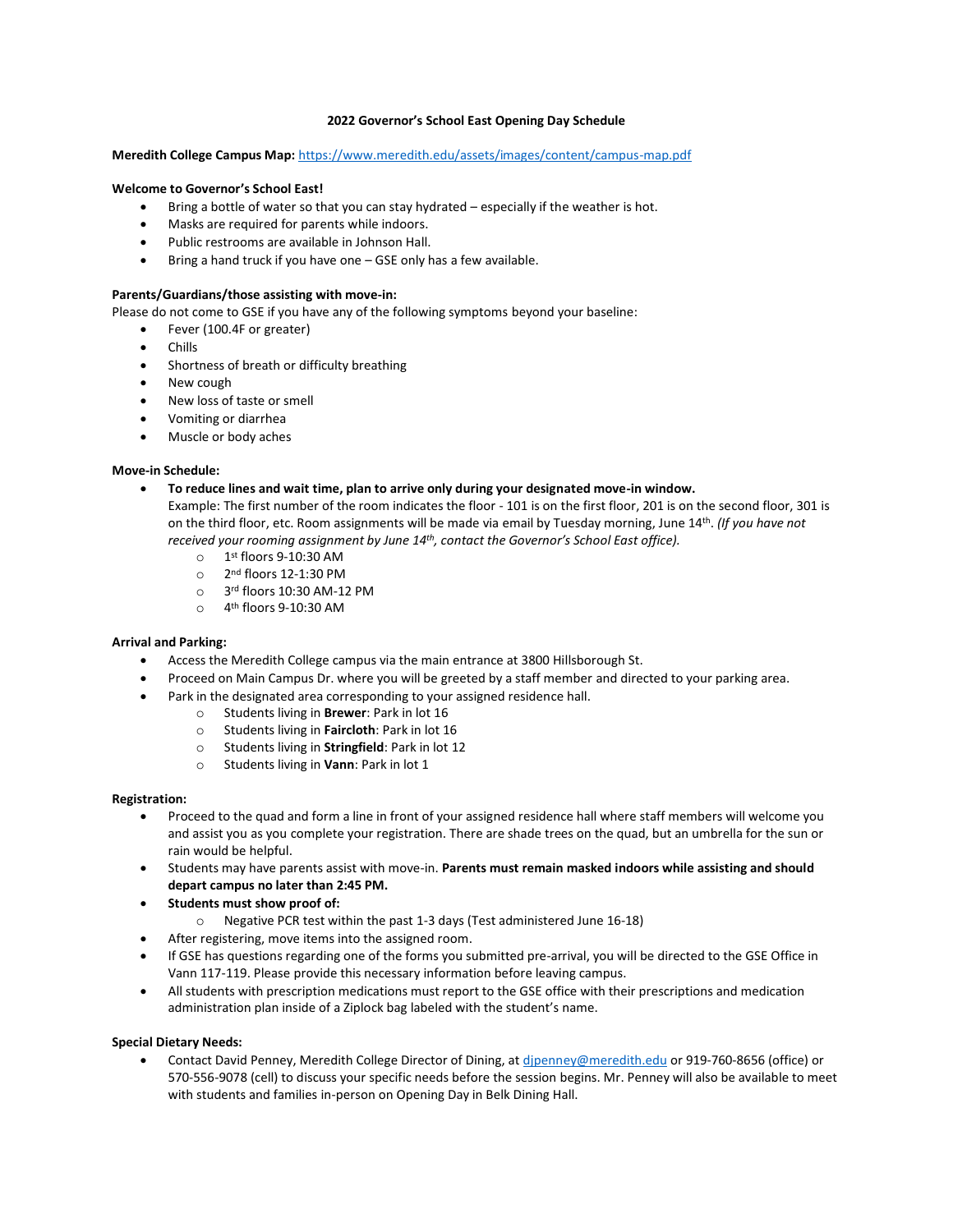# 2022 Governor's School East Opening Day Schedule

**Meredith College Campus Map:** https://www.meredith.edu/assets/images/content/campus-map.pdf

**Welcome to Governor's School East!**

- Bring a bottle of water so that you can stay hydrated – especially if the weather is hot.
- Masks are required for parents while indoors.
- Public restrooms are available in Johnson Hall.
- Bring a hand truck if you have one – GSE only has a few available.

**Parents/Guardians/those assisting with move-in:**

Please do not come to GSE if you have any of the following symptoms beyond your baseline:

- Fever (100.4F or greater)
- Chills
- Shortness of breath or difficulty breathing
- New cough
- New loss of taste or smell
- Vomiting or diarrhea
- Muscle or body aches

**Move-in Schedule:**

- **To reduce lines and wait time, plan to arrive only during your designated move-in window.**
  Example: The first number of the room indicates the floor - 101 is on the first floor, 201 is on the second floor, 301 is on the third floor, etc. Room assignments will be made via email by Tuesday morning, June 14th. *(If you have not received your rooming assignment by June 14th, contact the Governor's School East office).*
  - 1st floors 9-10:30 AM
  - 2nd floors 12-1:30 PM
  - 3rd floors 10:30 AM-12 PM
  - 4th floors 9-10:30 AM

**Arrival and Parking:**

- Access the Meredith College campus via the main entrance at 3800 Hillsborough St.
- Proceed on Main Campus Dr. where you will be greeted by a staff member and directed to your parking area.
- Park in the designated area corresponding to your assigned residence hall.
  - Students living in **Brewer**: Park in lot 16
  - Students living in **Faircloth**: Park in lot 16
  - Students living in **Stringfield**: Park in lot 12
  - Students living in **Vann**: Park in lot 1

**Registration:**

- Proceed to the quad and form a line in front of your assigned residence hall where staff members will welcome you and assist you as you complete your registration. There are shade trees on the quad, but an umbrella for the sun or rain would be helpful.
- Students may have parents assist with move-in. **Parents must remain masked indoors while assisting and should depart campus no later than 2:45 PM.**
- **Students must show proof of:**
  - Negative PCR test within the past 1-3 days (Test administered June 16-18)
- After registering, move items into the assigned room.
- If GSE has questions regarding one of the forms you submitted pre-arrival, you will be directed to the GSE Office in Vann 117-119. Please provide this necessary information before leaving campus.
- All students with prescription medications must report to the GSE office with their prescriptions and medication administration plan inside of a Ziplock bag labeled with the student's name.

**Special Dietary Needs:**

- Contact David Penney, Meredith College Director of Dining, at djpenney@meredith.edu or 919-760-8656 (office) or 570-556-9078 (cell) to discuss your specific needs before the session begins. Mr. Penney will also be available to meet with students and families in-person on Opening Day in Belk Dining Hall.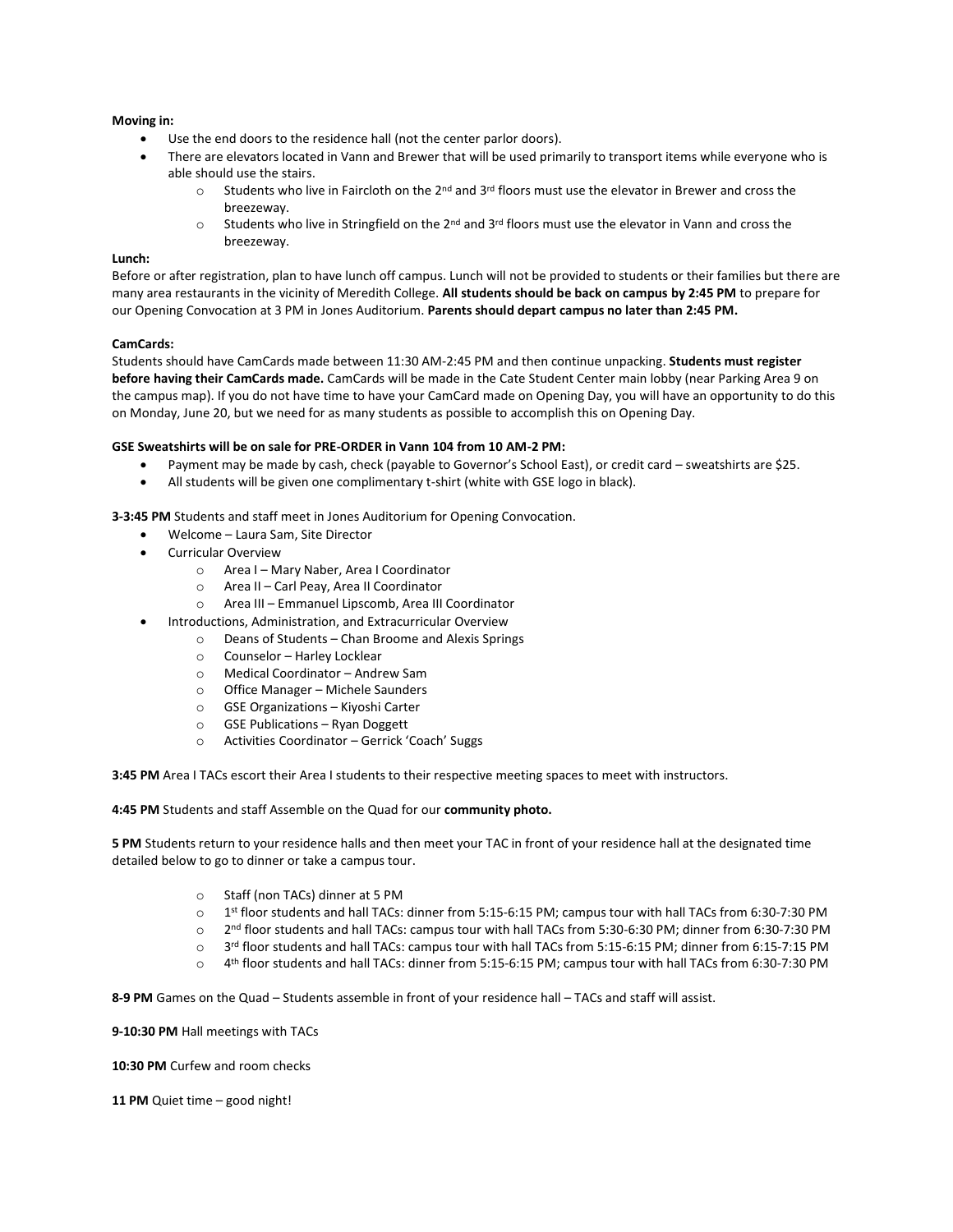**Moving in:**

- Use the end doors to the residence hall (not the center parlor doors).
- There are elevators located in Vann and Brewer that will be used primarily to transport items while everyone who is able should use the stairs.
  - Students who live in Faircloth on the 2nd and 3rd floors must use the elevator in Brewer and cross the breezeway.
  - Students who live in Stringfield on the 2nd and 3rd floors must use the elevator in Vann and cross the breezeway.

**Lunch:**

Before or after registration, plan to have lunch off campus. Lunch will not be provided to students or their families but there are many area restaurants in the vicinity of Meredith College. **All students should be back on campus by 2:45 PM** to prepare for our Opening Convocation at 3 PM in Jones Auditorium. **Parents should depart campus no later than 2:45 PM.**

**CamCards:**

Students should have CamCards made between 11:30 AM-2:45 PM and then continue unpacking. **Students must register before having their CamCards made.** CamCards will be made in the Cate Student Center main lobby (near Parking Area 9 on the campus map). If you do not have time to have your CamCard made on Opening Day, you will have an opportunity to do this on Monday, June 20, but we need for as many students as possible to accomplish this on Opening Day.

**GSE Sweatshirts will be on sale for PRE-ORDER in Vann 104 from 10 AM-2 PM:**

- Payment may be made by cash, check (payable to Governor's School East), or credit card – sweatshirts are $25.
- All students will be given one complimentary t-shirt (white with GSE logo in black).

**3-3:45 PM** Students and staff meet in Jones Auditorium for Opening Convocation.

- Welcome – Laura Sam, Site Director
- Curricular Overview
  - Area I – Mary Naber, Area I Coordinator
  - Area II – Carl Peay, Area II Coordinator
  - Area III – Emmanuel Lipscomb, Area III Coordinator
- Introductions, Administration, and Extracurricular Overview
  - Deans of Students – Chan Broome and Alexis Springs
  - Counselor – Harley Locklear
  - Medical Coordinator – Andrew Sam
  - Office Manager – Michele Saunders
  - GSE Organizations – Kiyoshi Carter
  - GSE Publications – Ryan Doggett
  - Activities Coordinator – Gerrick 'Coach' Suggs

**3:45 PM** Area I TACs escort their Area I students to their respective meeting spaces to meet with instructors.

**4:45 PM** Students and staff Assemble on the Quad for our **community photo.**

**5 PM** Students return to your residence halls and then meet your TAC in front of your residence hall at the designated time detailed below to go to dinner or take a campus tour.

- Staff (non TACs) dinner at 5 PM
- 1st floor students and hall TACs: dinner from 5:15-6:15 PM; campus tour with hall TACs from 6:30-7:30 PM
- 2nd floor students and hall TACs: campus tour with hall TACs from 5:30-6:30 PM; dinner from 6:30-7:30 PM
- 3rd floor students and hall TACs: campus tour with hall TACs from 5:15-6:15 PM; dinner from 6:15-7:15 PM
- 4th floor students and hall TACs: dinner from 5:15-6:15 PM; campus tour with hall TACs from 6:30-7:30 PM

**8-9 PM** Games on the Quad – Students assemble in front of your residence hall – TACs and staff will assist.

**9-10:30 PM** Hall meetings with TACs

**10:30 PM** Curfew and room checks

**11 PM** Quiet time – good night!